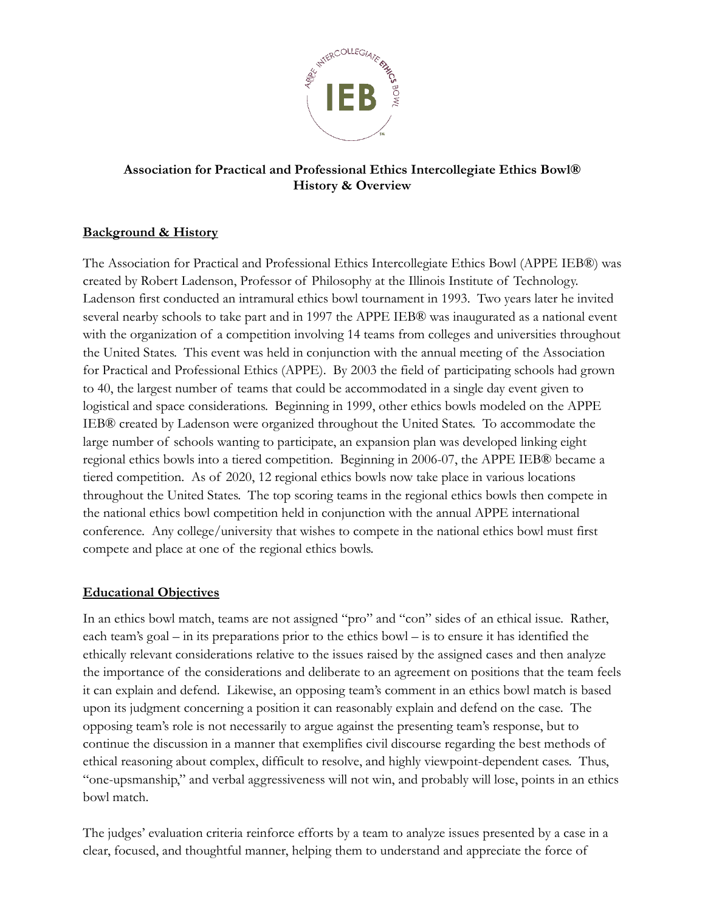**Association for Practical and Professional Ethics Intercollegiate Ethics Bowl®**
**History & Overview**

## Background & History

The Association for Practical and Professional Ethics Intercollegiate Ethics Bowl (APPE IEB®) was created by Robert Ladenson, Professor of Philosophy at the Illinois Institute of Technology. Ladenson first conducted an intramural ethics bowl tournament in 1993. Two years later he invited several nearby schools to take part and in 1997 the APPE IEB® was inaugurated as a national event with the organization of a competition involving 14 teams from colleges and universities throughout the United States. This event was held in conjunction with the annual meeting of the Association for Practical and Professional Ethics (APPE). By 2003 the field of participating schools had grown to 40, the largest number of teams that could be accommodated in a single day event given to logistical and space considerations. Beginning in 1999, other ethics bowls modeled on the APPE IEB® created by Ladenson were organized throughout the United States. To accommodate the large number of schools wanting to participate, an expansion plan was developed linking eight regional ethics bowls into a tiered competition. Beginning in 2006-07, the APPE IEB® became a tiered competition. As of 2020, 12 regional ethics bowls now take place in various locations throughout the United States. The top scoring teams in the regional ethics bowls then compete in the national ethics bowl competition held in conjunction with the annual APPE international conference. Any college/university that wishes to compete in the national ethics bowl must first compete and place at one of the regional ethics bowls.

## Educational Objectives

In an ethics bowl match, teams are not assigned "pro" and "con" sides of an ethical issue. Rather, each team's goal – in its preparations prior to the ethics bowl – is to ensure it has identified the ethically relevant considerations relative to the issues raised by the assigned cases and then analyze the importance of the considerations and deliberate to an agreement on positions that the team feels it can explain and defend. Likewise, an opposing team's comment in an ethics bowl match is based upon its judgment concerning a position it can reasonably explain and defend on the case. The opposing team's role is not necessarily to argue against the presenting team's response, but to continue the discussion in a manner that exemplifies civil discourse regarding the best methods of ethical reasoning about complex, difficult to resolve, and highly viewpoint-dependent cases. Thus, "one-upsmanship," and verbal aggressiveness will not win, and probably will lose, points in an ethics bowl match.

The judges' evaluation criteria reinforce efforts by a team to analyze issues presented by a case in a clear, focused, and thoughtful manner, helping them to understand and appreciate the force of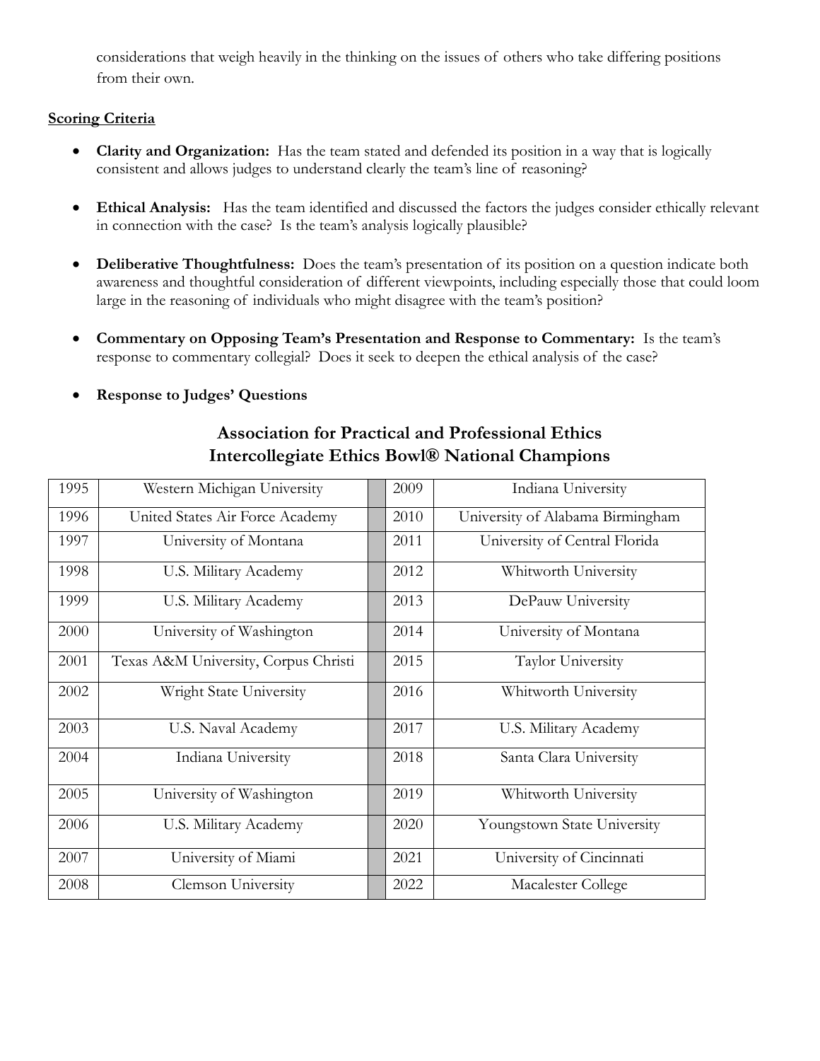considerations that weigh heavily in the thinking on the issues of others who take differing positions from their own.

**Scoring Criteria**

- **Clarity and Organization:** Has the team stated and defended its position in a way that is logically consistent and allows judges to understand clearly the team's line of reasoning?
- **Ethical Analysis:** Has the team identified and discussed the factors the judges consider ethically relevant in connection with the case? Is the team's analysis logically plausible?
- **Deliberative Thoughtfulness:** Does the team's presentation of its position on a question indicate both awareness and thoughtful consideration of different viewpoints, including especially those that could loom large in the reasoning of individuals who might disagree with the team's position?
- **Commentary on Opposing Team's Presentation and Response to Commentary:** Is the team's response to commentary collegial? Does it seek to deepen the ethical analysis of the case?
- **Response to Judges' Questions**

## Association for Practical and Professional Ethics Intercollegiate Ethics Bowl® National Champions

| | | | | |
|---|---|---|---|---|
| 1995 | Western Michigan University | | 2009 | Indiana University |
| 1996 | United States Air Force Academy | | 2010 | University of Alabama Birmingham |
| 1997 | University of Montana | | 2011 | University of Central Florida |
| 1998 | U.S. Military Academy | | 2012 | Whitworth University |
| 1999 | U.S. Military Academy | | 2013 | DePauw University |
| 2000 | University of Washington | | 2014 | University of Montana |
| 2001 | Texas A&M University, Corpus Christi | | 2015 | Taylor University |
| 2002 | Wright State University | | 2016 | Whitworth University |
| 2003 | U.S. Naval Academy | | 2017 | U.S. Military Academy |
| 2004 | Indiana University | | 2018 | Santa Clara University |
| 2005 | University of Washington | | 2019 | Whitworth University |
| 2006 | U.S. Military Academy | | 2020 | Youngstown State University |
| 2007 | University of Miami | | 2021 | University of Cincinnati |
| 2008 | Clemson University | | 2022 | Macalester College |